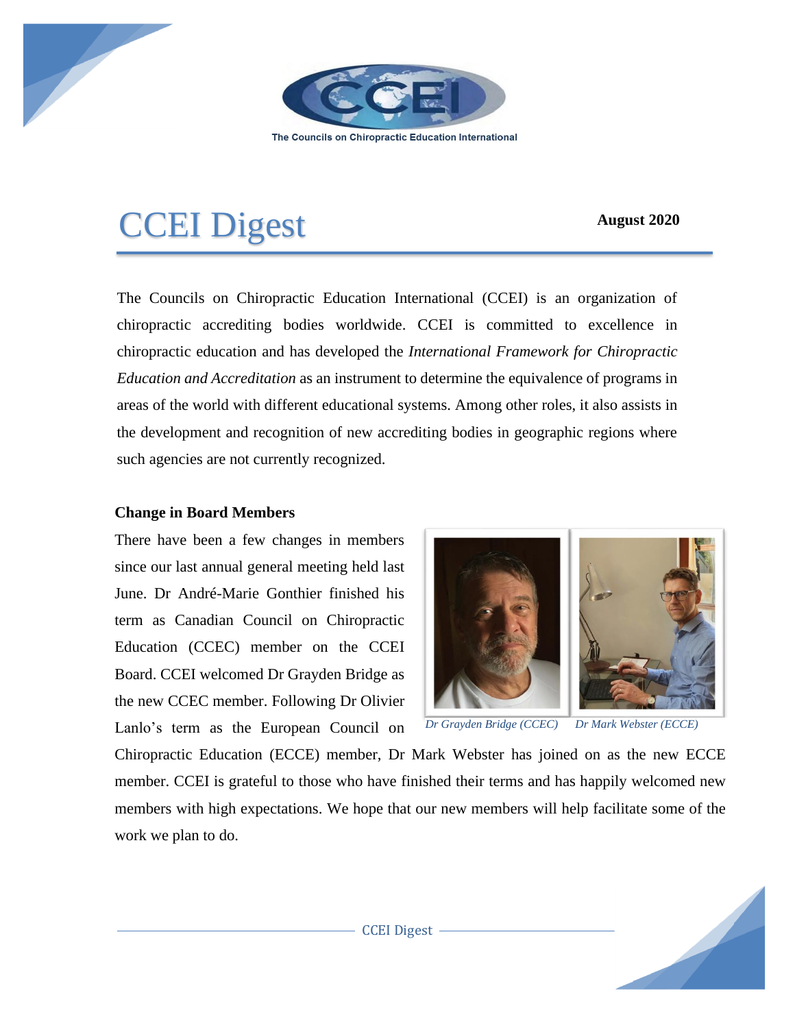The Councils on Chiropractic Education International

# CCEI Digest

**August 2020**

The Councils on Chiropractic Education International (CCEI) is an organization of chiropractic accrediting bodies worldwide. CCEI is committed to excellence in chiropractic education and has developed the *International Framework for Chiropractic Education and Accreditation* as an instrument to determine the equivalence of programs in areas of the world with different educational systems. Among other roles, it also assists in the development and recognition of new accrediting bodies in geographic regions where such agencies are not currently recognized.

**Change in Board Members**

There have been a few changes in members since our last annual general meeting held last June. Dr André-Marie Gonthier finished his term as Canadian Council on Chiropractic Education (CCEC) member on the CCEI Board. CCEI welcomed Dr Grayden Bridge as the new CCEC member. Following Dr Olivier Lanlo's term as the European Council on Chiropractic Education (ECCE) member, Dr Mark Webster has joined on as the new ECCE member. CCEI is grateful to those who have finished their terms and has happily welcomed new members with high expectations. We hope that our new members will help facilitate some of the work we plan to do.

*Dr Grayden Bridge (CCEC)* *Dr Mark Webster (ECCE)*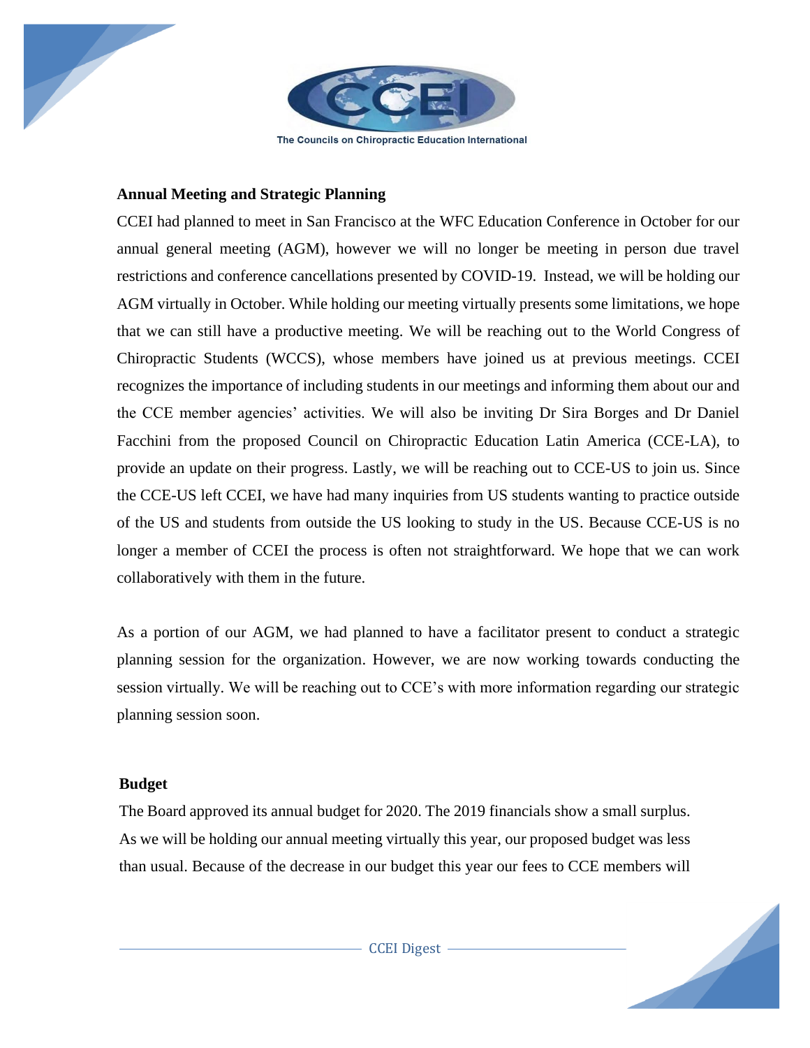The Councils on Chiropractic Education International

## Annual Meeting and Strategic Planning

CCEI had planned to meet in San Francisco at the WFC Education Conference in October for our annual general meeting (AGM), however we will no longer be meeting in person due travel restrictions and conference cancellations presented by COVID-19. Instead, we will be holding our AGM virtually in October. While holding our meeting virtually presents some limitations, we hope that we can still have a productive meeting. We will be reaching out to the World Congress of Chiropractic Students (WCCS), whose members have joined us at previous meetings. CCEI recognizes the importance of including students in our meetings and informing them about our and the CCE member agencies' activities. We will also be inviting Dr Sira Borges and Dr Daniel Facchini from the proposed Council on Chiropractic Education Latin America (CCE-LA), to provide an update on their progress. Lastly, we will be reaching out to CCE-US to join us. Since the CCE-US left CCEI, we have had many inquiries from US students wanting to practice outside of the US and students from outside the US looking to study in the US. Because CCE-US is no longer a member of CCEI the process is often not straightforward. We hope that we can work collaboratively with them in the future.

As a portion of our AGM, we had planned to have a facilitator present to conduct a strategic planning session for the organization. However, we are now working towards conducting the session virtually. We will be reaching out to CCE's with more information regarding our strategic planning session soon.

## Budget

The Board approved its annual budget for 2020. The 2019 financials show a small surplus. As we will be holding our annual meeting virtually this year, our proposed budget was less than usual. Because of the decrease in our budget this year our fees to CCE members will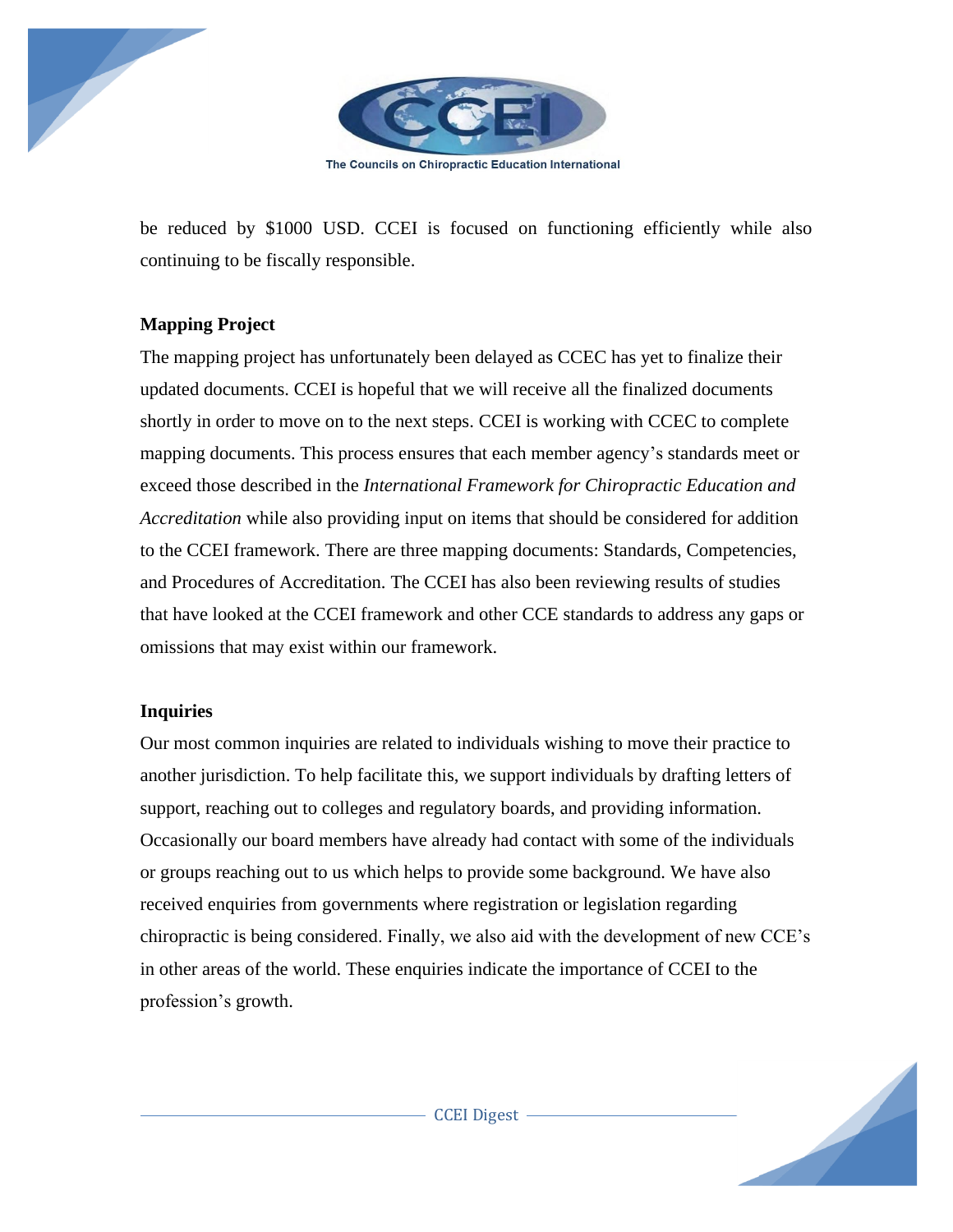be reduced by $1000 USD. CCEI is focused on functioning efficiently while also continuing to be fiscally responsible.

**Mapping Project**

The mapping project has unfortunately been delayed as CCEC has yet to finalize their updated documents. CCEI is hopeful that we will receive all the finalized documents shortly in order to move on to the next steps. CCEI is working with CCEC to complete mapping documents. This process ensures that each member agency's standards meet or exceed those described in the *International Framework for Chiropractic Education and Accreditation* while also providing input on items that should be considered for addition to the CCEI framework. There are three mapping documents: Standards, Competencies, and Procedures of Accreditation. The CCEI has also been reviewing results of studies that have looked at the CCEI framework and other CCE standards to address any gaps or omissions that may exist within our framework.

**Inquiries**

Our most common inquiries are related to individuals wishing to move their practice to another jurisdiction. To help facilitate this, we support individuals by drafting letters of support, reaching out to colleges and regulatory boards, and providing information. Occasionally our board members have already had contact with some of the individuals or groups reaching out to us which helps to provide some background. We have also received enquiries from governments where registration or legislation regarding chiropractic is being considered. Finally, we also aid with the development of new CCE's in other areas of the world. These enquiries indicate the importance of CCEI to the profession's growth.